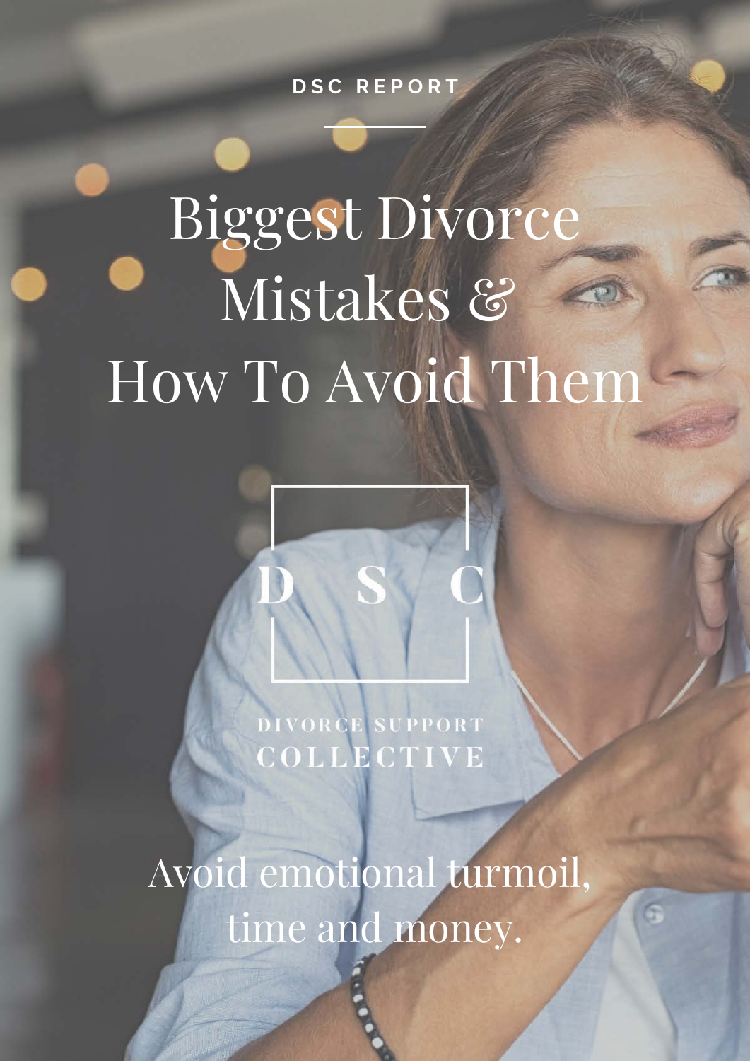DSC REPORT

# Biggest Divorce Mistakes & How To Avoid Them

D S C

DIVORCE SUPPORT
COLLECTIVE

Avoid emotional turmoil, time and money.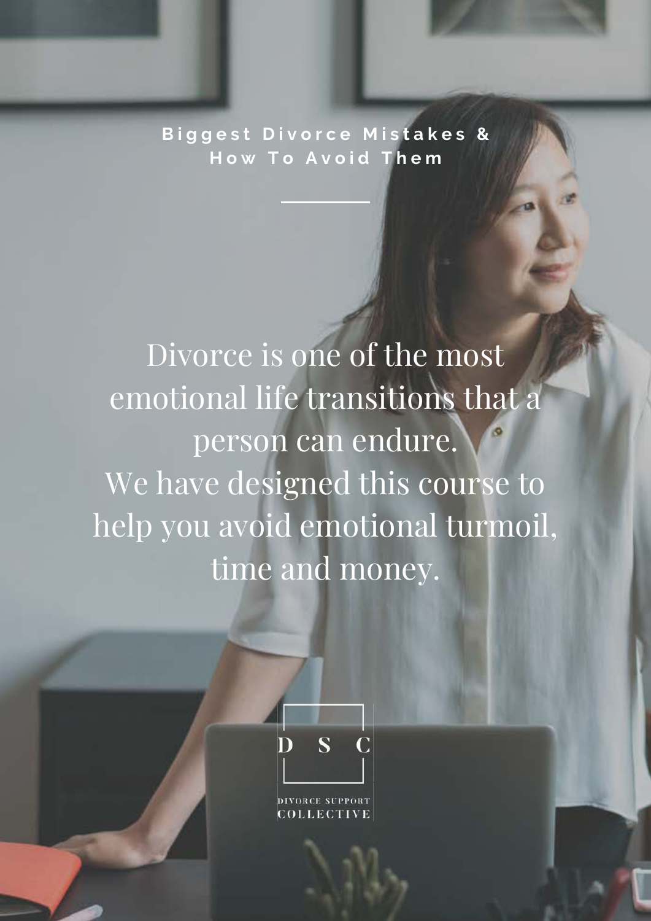**Biggest Divorce Mistakes & How To Avoid Them**

Divorce is one of the most emotional life transitions that a person can endure.
We have designed this course to help you avoid emotional turmoil, time and money.

D S C

DIVORCE SUPPORT COLLECTIVE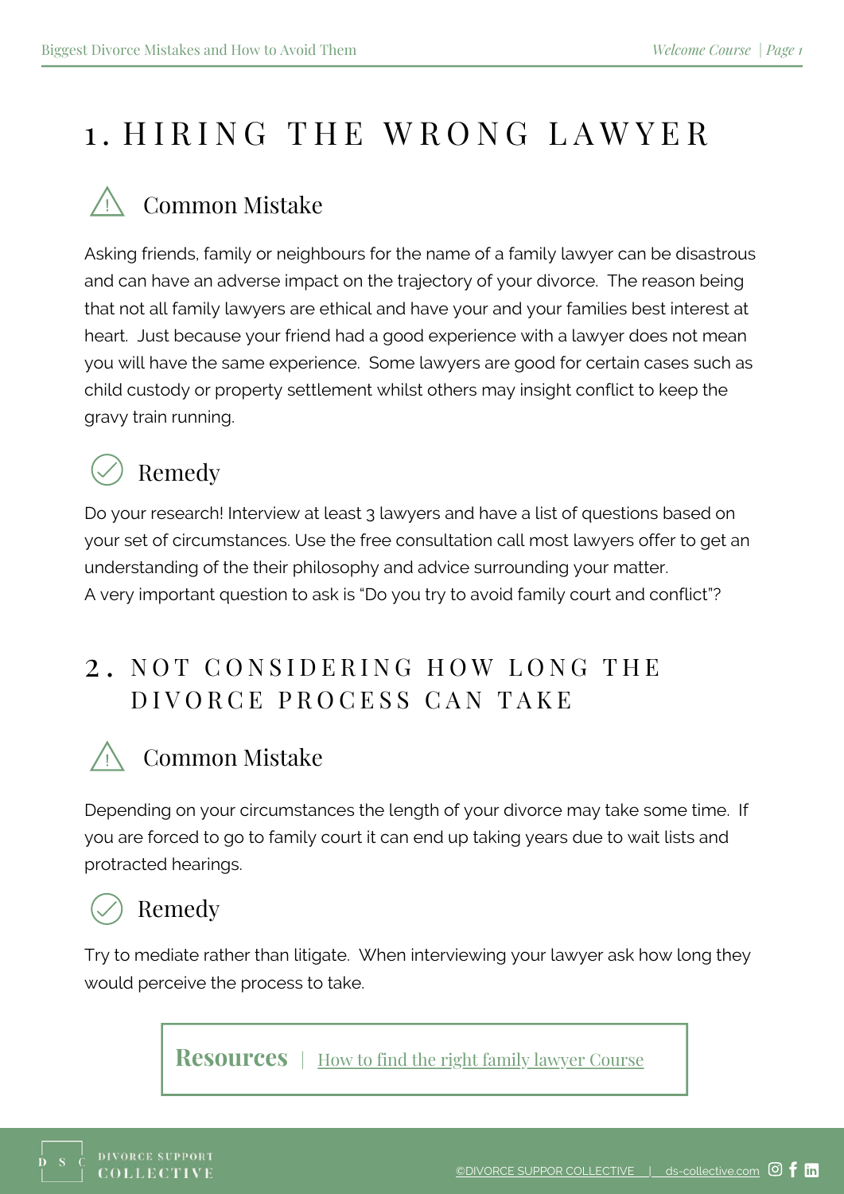# 1. HIRING THE WRONG LAWYER

## Common Mistake

Asking friends, family or neighbours for the name of a family lawyer can be disastrous and can have an adverse impact on the trajectory of your divorce. The reason being that not all family lawyers are ethical and have your and your families best interest at heart. Just because your friend had a good experience with a lawyer does not mean you will have the same experience. Some lawyers are good for certain cases such as child custody or property settlement whilst others may insight conflict to keep the gravy train running.

## Remedy

Do your research! Interview at least 3 lawyers and have a list of questions based on your set of circumstances. Use the free consultation call most lawyers offer to get an understanding of the their philosophy and advice surrounding your matter.
A very important question to ask is "Do you try to avoid family court and conflict"?

# 2. NOT CONSIDERING HOW LONG THE DIVORCE PROCESS CAN TAKE

## Common Mistake

Depending on your circumstances the length of your divorce may take some time. If you are forced to go to family court it can end up taking years due to wait lists and protracted hearings.

## Remedy

Try to mediate rather than litigate. When interviewing your lawyer ask how long they would perceive the process to take.

**Resources** | How to find the right family lawyer Course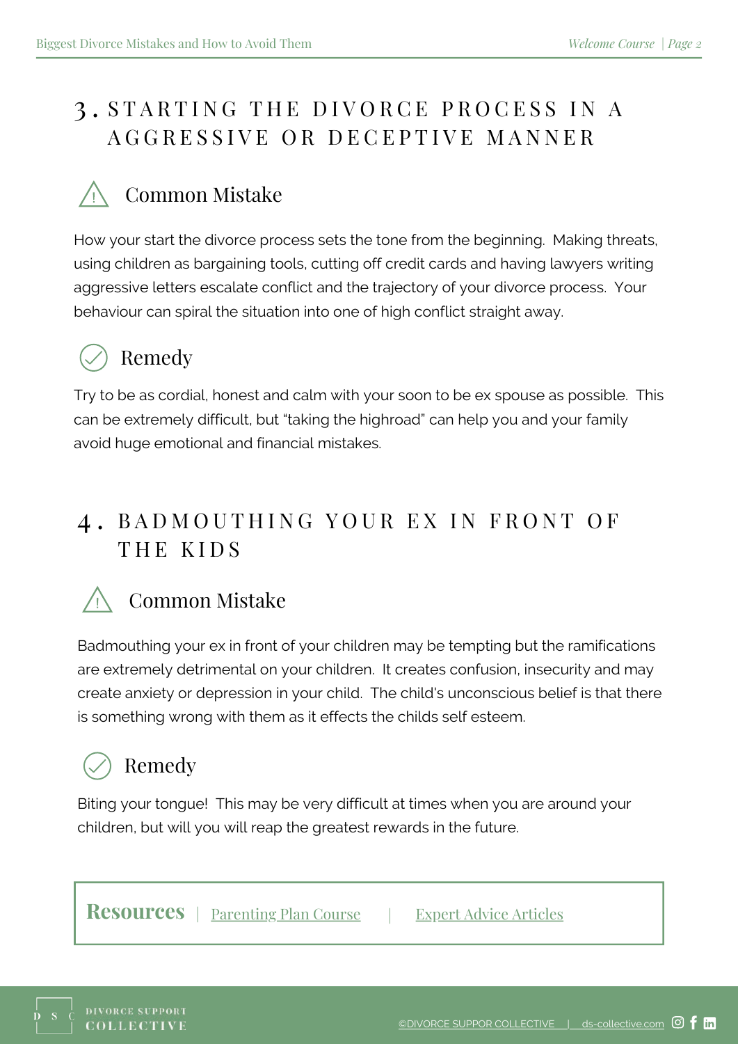## 3. STARTING THE DIVORCE PROCESS IN A AGGRESSIVE OR DECEPTIVE MANNER

### Common Mistake

How your start the divorce process sets the tone from the beginning. Making threats, using children as bargaining tools, cutting off credit cards and having lawyers writing aggressive letters escalate conflict and the trajectory of your divorce process. Your behaviour can spiral the situation into one of high conflict straight away.

### Remedy

Try to be as cordial, honest and calm with your soon to be ex spouse as possible. This can be extremely difficult, but "taking the highroad" can help you and your family avoid huge emotional and financial mistakes.

## 4. BADMOUTHING YOUR EX IN FRONT OF THE KIDS

### Common Mistake

Badmouthing your ex in front of your children may be tempting but the ramifications are extremely detrimental on your children. It creates confusion, insecurity and may create anxiety or depression in your child. The child's unconscious belief is that there is something wrong with them as it effects the childs self esteem.

### Remedy

Biting your tongue! This may be very difficult at times when you are around your children, but will you will reap the greatest rewards in the future.

**Resources** | Parenting Plan Course | Expert Advice Articles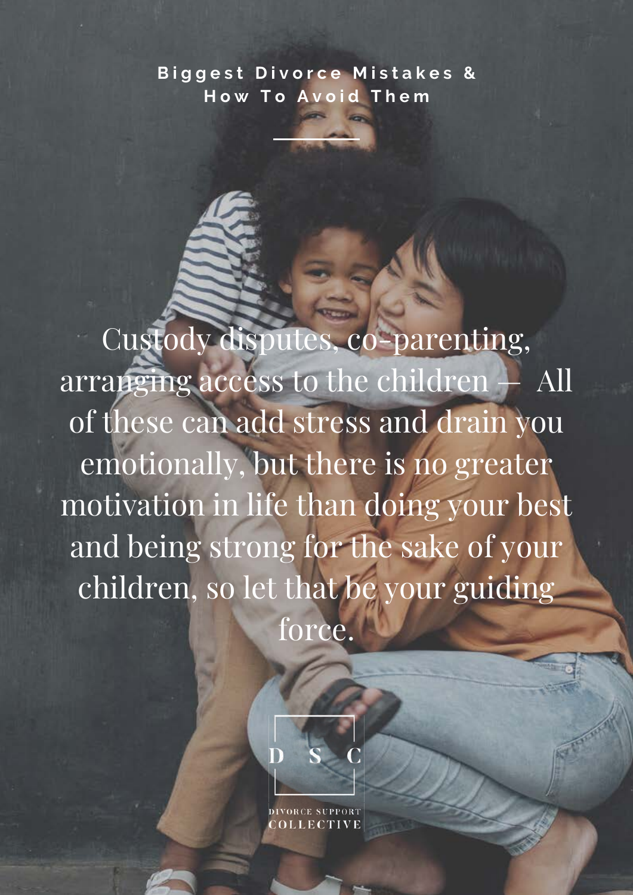Custody disputes, co-parenting, arranging access to the children — All of these can add stress and drain you emotionally, but there is no greater motivation in life than doing your best and being strong for the sake of your children, so let that be your guiding force.

D S C

DIVORCE SUPPORT COLLECTIVE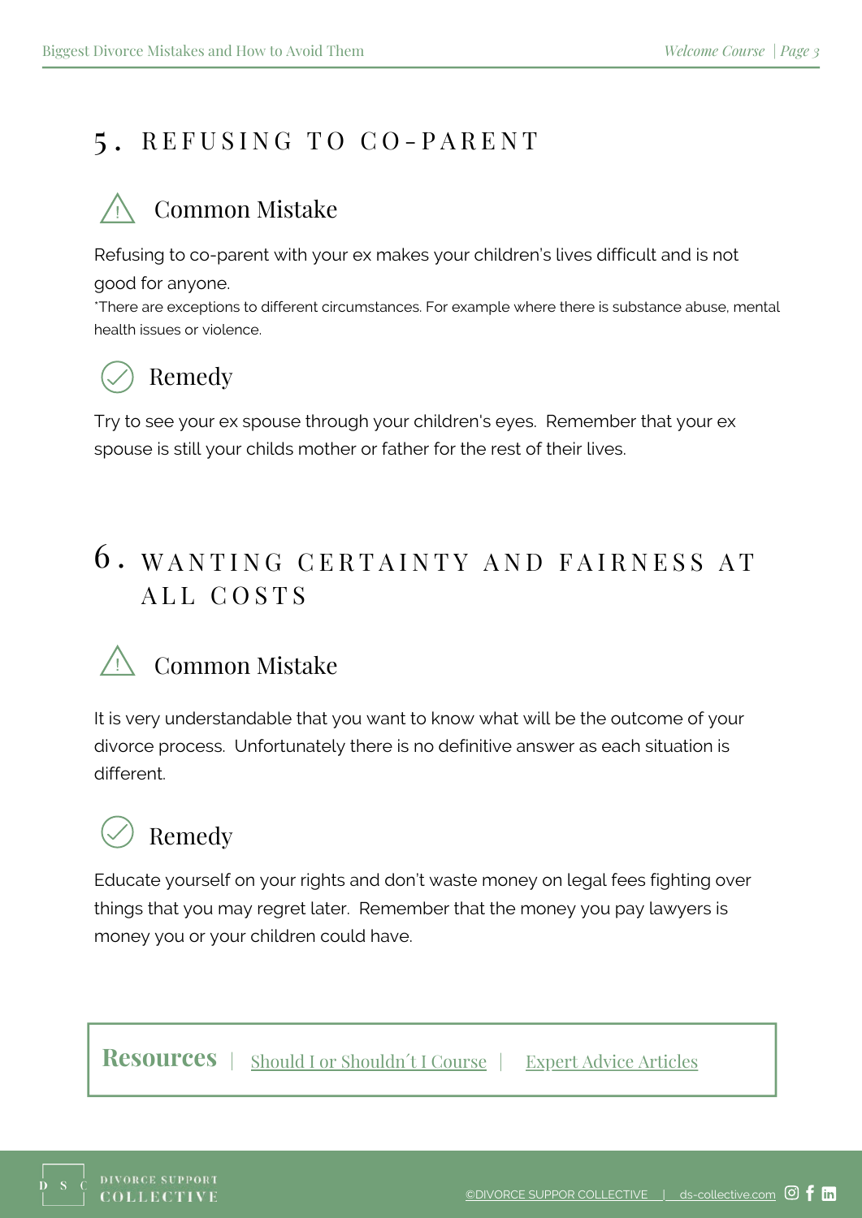## 5. REFUSING TO CO-PARENT

### Common Mistake

Refusing to co-parent with your ex makes your children's lives difficult and is not good for anyone.

*There are exceptions to different circumstances. For example where there is substance abuse, mental health issues or violence.

### Remedy

Try to see your ex spouse through your children's eyes. Remember that your ex spouse is still your childs mother or father for the rest of their lives.

## 6. WANTING CERTAINTY AND FAIRNESS AT ALL COSTS

### Common Mistake

It is very understandable that you want to know what will be the outcome of your divorce process. Unfortunately there is no definitive answer as each situation is different.

### Remedy

Educate yourself on your rights and don't waste money on legal fees fighting over things that you may regret later. Remember that the money you pay lawyers is money you or your children could have.

**Resources** | Should I or Shouldn't I Course | Expert Advice Articles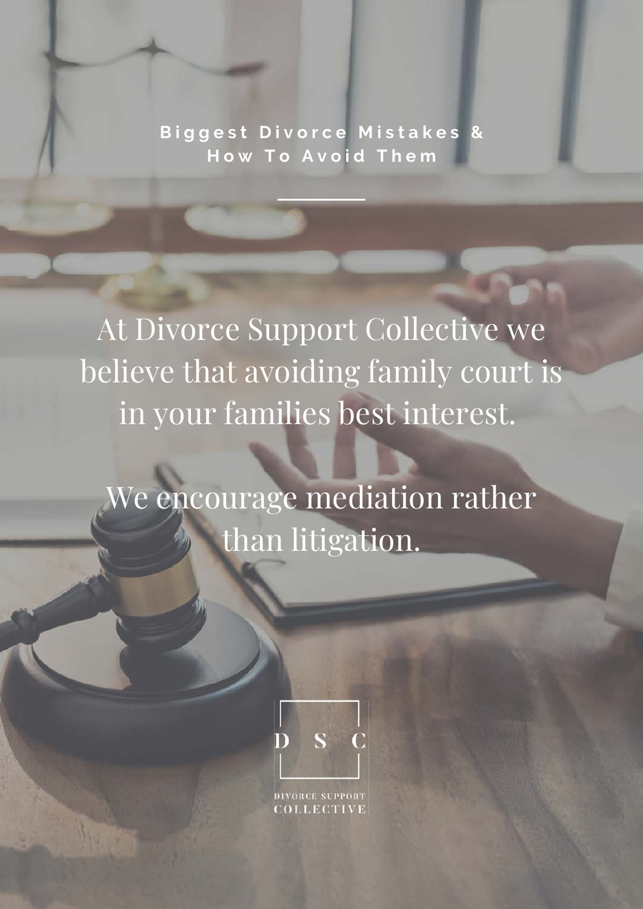**Biggest Divorce Mistakes & How To Avoid Them**

At Divorce Support Collective we believe that avoiding family court is in your families best interest.

We encourage mediation rather than litigation.

D S C

DIVORCE SUPPORT COLLECTIVE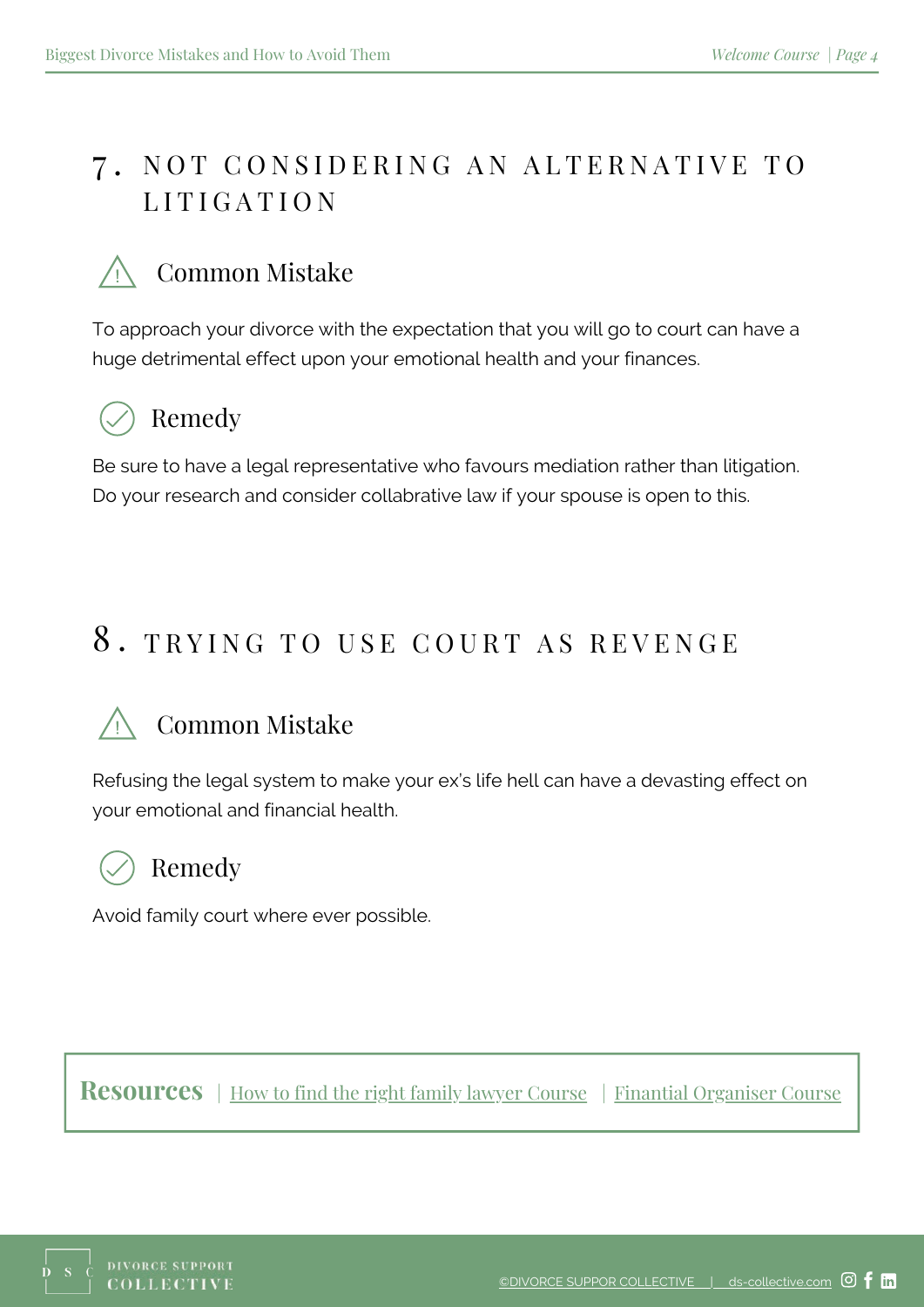## 7. NOT CONSIDERING AN ALTERNATIVE TO LITIGATION

### Common Mistake

To approach your divorce with the expectation that you will go to court can have a huge detrimental effect upon your emotional health and your finances.

### Remedy

Be sure to have a legal representative who favours mediation rather than litigation. Do your research and consider collabrative law if your spouse is open to this.

## 8. TRYING TO USE COURT AS REVENGE

### Common Mistake

Refusing the legal system to make your ex's life hell can have a devasting effect on your emotional and financial health.

### Remedy

Avoid family court where ever possible.

**Resources** | How to find the right family lawyer Course | Fiantial Organiser Course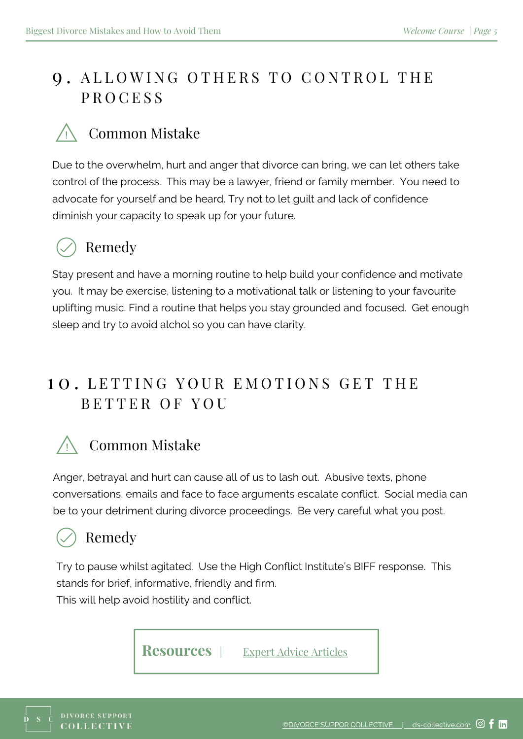## 9. ALLOWING OTHERS TO CONTROL THE PROCESS

### Common Mistake

Due to the overwhelm, hurt and anger that divorce can bring, we can let others take control of the process. This may be a lawyer, friend or family member. You need to advocate for yourself and be heard. Try not to let guilt and lack of confidence diminish your capacity to speak up for your future.

### Remedy

Stay present and have a morning routine to help build your confidence and motivate you. It may be exercise, listening to a motivational talk or listening to your favourite uplifting music. Find a routine that helps you stay grounded and focused. Get enough sleep and try to avoid alchol so you can have clarity.

## 10. LETTING YOUR EMOTIONS GET THE BETTER OF YOU

### Common Mistake

Anger, betrayal and hurt can cause all of us to lash out. Abusive texts, phone conversations, emails and face to face arguments escalate conflict. Social media can be to your detriment during divorce proceedings. Be very careful what you post.

### Remedy

Try to pause whilst agitated. Use the High Conflict Institute's BIFF response. This stands for brief, informative, friendly and firm.
This will help avoid hostility and conflict.

**Resources** | Expert Advice Articles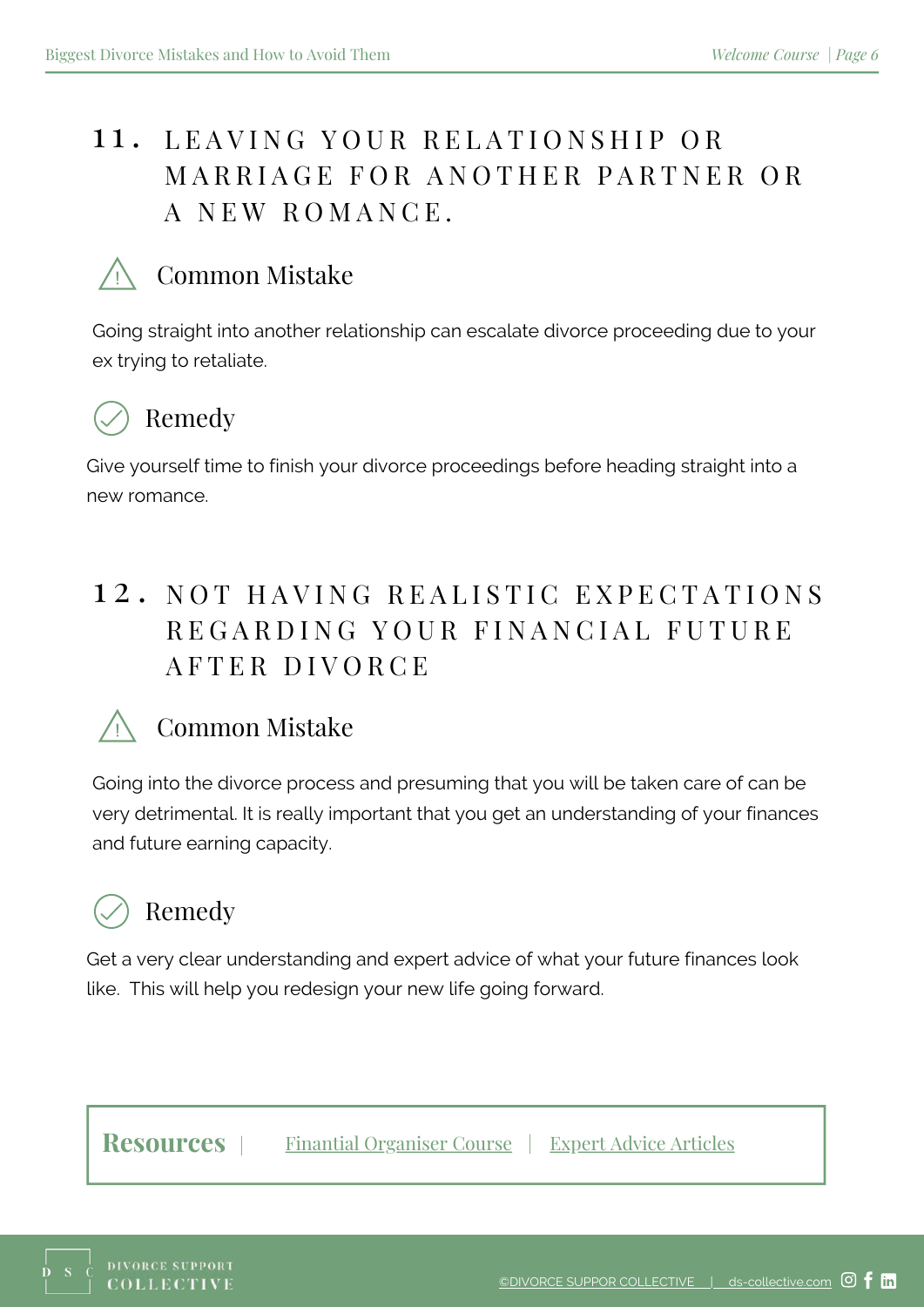## 11. LEAVING YOUR RELATIONSHIP OR MARRIAGE FOR ANOTHER PARTNER OR A NEW ROMANCE.

### Common Mistake

Going straight into another relationship can escalate divorce proceeding due to your ex trying to retaliate.

### Remedy

Give yourself time to finish your divorce proceedings before heading straight into a new romance.

## 12. NOT HAVING REALISTIC EXPECTATIONS REGARDING YOUR FINANCIAL FUTURE AFTER DIVORCE

### Common Mistake

Going into the divorce process and presuming that you will be taken care of can be very detrimental. It is really important that you get an understanding of your finances and future earning capacity.

### Remedy

Get a very clear understanding and expert advice of what your future finances look like. This will help you redesign your new life going forward.

**Resources** | Fiantial Organiser Course | Expert Advice Articles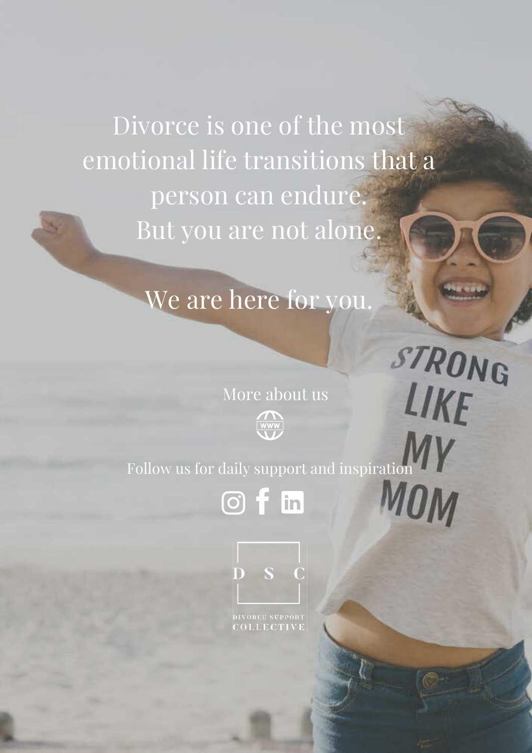Divorce is one of the most emotional life transitions that a person can endure.
But you are not alone.

We are here for you.

More about us

Follow us for daily support and inspiration

D S C

DIVORCE SUPPORT COLLECTIVE